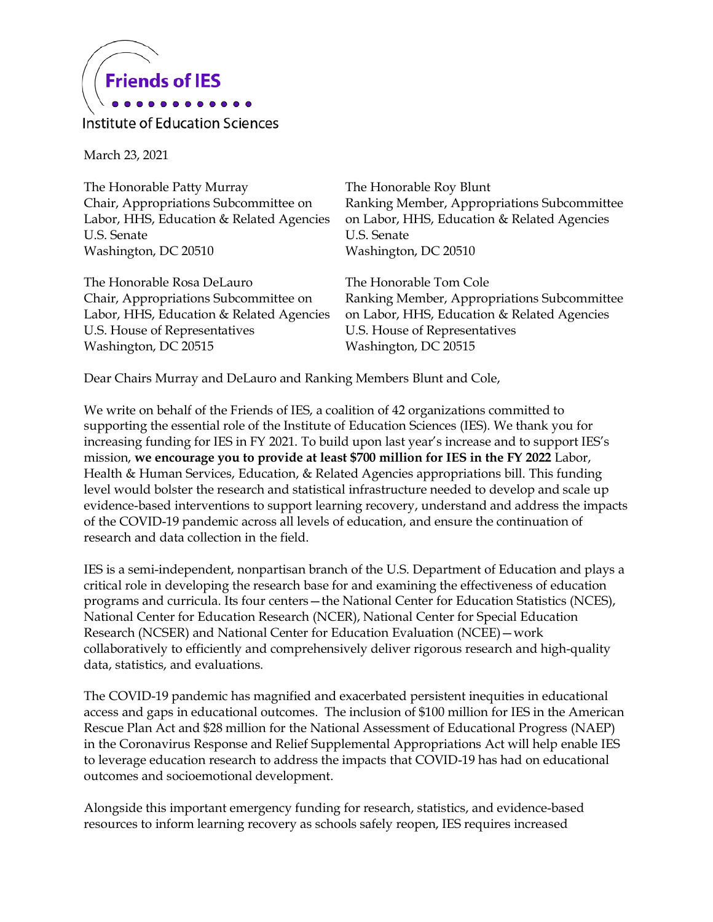Friends of IES

Institute of Education Sciences

March 23, 2021

The Honorable Patty Murray
Chair, Appropriations Subcommittee on Labor, HHS, Education & Related Agencies
U.S. Senate
Washington, DC 20510

The Honorable Roy Blunt
Ranking Member, Appropriations Subcommittee on Labor, HHS, Education & Related Agencies
U.S. Senate
Washington, DC 20510

The Honorable Rosa DeLauro
Chair, Appropriations Subcommittee on Labor, HHS, Education & Related Agencies
U.S. House of Representatives
Washington, DC 20515

The Honorable Tom Cole
Ranking Member, Appropriations Subcommittee on Labor, HHS, Education & Related Agencies
U.S. House of Representatives
Washington, DC 20515

Dear Chairs Murray and DeLauro and Ranking Members Blunt and Cole,

We write on behalf of the Friends of IES, a coalition of 42 organizations committed to supporting the essential role of the Institute of Education Sciences (IES). We thank you for increasing funding for IES in FY 2021. To build upon last year's increase and to support IES's mission, **we encourage you to provide at least $700 million for IES in the FY 2022** Labor, Health & Human Services, Education, & Related Agencies appropriations bill. This funding level would bolster the research and statistical infrastructure needed to develop and scale up evidence-based interventions to support learning recovery, understand and address the impacts of the COVID-19 pandemic across all levels of education, and ensure the continuation of research and data collection in the field.

IES is a semi-independent, nonpartisan branch of the U.S. Department of Education and plays a critical role in developing the research base for and examining the effectiveness of education programs and curricula. Its four centers—the National Center for Education Statistics (NCES), National Center for Education Research (NCER), National Center for Special Education Research (NCSER) and National Center for Education Evaluation (NCEE)—work collaboratively to efficiently and comprehensively deliver rigorous research and high-quality data, statistics, and evaluations.

The COVID-19 pandemic has magnified and exacerbated persistent inequities in educational access and gaps in educational outcomes. The inclusion of $100 million for IES in the American Rescue Plan Act and $28 million for the National Assessment of Educational Progress (NAEP) in the Coronavirus Response and Relief Supplemental Appropriations Act will help enable IES to leverage education research to address the impacts that COVID-19 has had on educational outcomes and socioemotional development.

Alongside this important emergency funding for research, statistics, and evidence-based resources to inform learning recovery as schools safely reopen, IES requires increased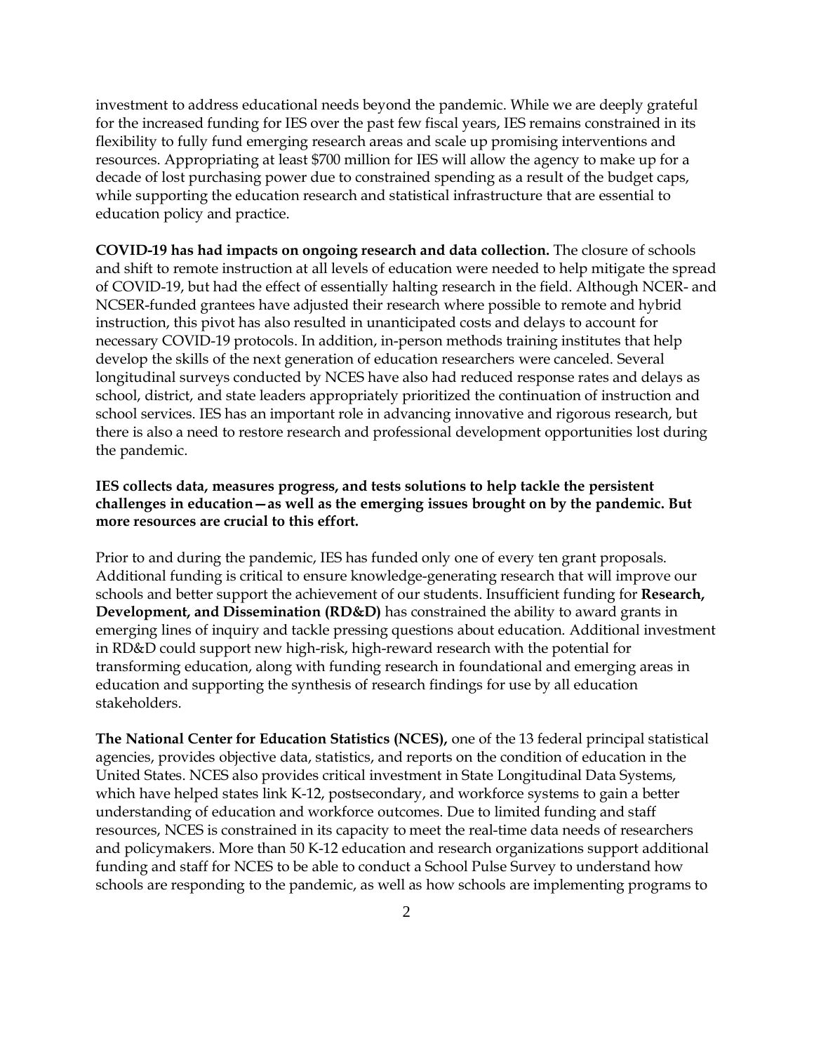investment to address educational needs beyond the pandemic. While we are deeply grateful for the increased funding for IES over the past few fiscal years, IES remains constrained in its flexibility to fully fund emerging research areas and scale up promising interventions and resources. Appropriating at least $700 million for IES will allow the agency to make up for a decade of lost purchasing power due to constrained spending as a result of the budget caps, while supporting the education research and statistical infrastructure that are essential to education policy and practice.

**COVID-19 has had impacts on ongoing research and data collection.** The closure of schools and shift to remote instruction at all levels of education were needed to help mitigate the spread of COVID-19, but had the effect of essentially halting research in the field. Although NCER- and NCSER-funded grantees have adjusted their research where possible to remote and hybrid instruction, this pivot has also resulted in unanticipated costs and delays to account for necessary COVID-19 protocols. In addition, in-person methods training institutes that help develop the skills of the next generation of education researchers were canceled. Several longitudinal surveys conducted by NCES have also had reduced response rates and delays as school, district, and state leaders appropriately prioritized the continuation of instruction and school services. IES has an important role in advancing innovative and rigorous research, but there is also a need to restore research and professional development opportunities lost during the pandemic.

**IES collects data, measures progress, and tests solutions to help tackle the persistent challenges in education—as well as the emerging issues brought on by the pandemic. But more resources are crucial to this effort.**

Prior to and during the pandemic, IES has funded only one of every ten grant proposals. Additional funding is critical to ensure knowledge-generating research that will improve our schools and better support the achievement of our students. Insufficient funding for **Research, Development, and Dissemination (RD&D)** has constrained the ability to award grants in emerging lines of inquiry and tackle pressing questions about education. Additional investment in RD&D could support new high-risk, high-reward research with the potential for transforming education, along with funding research in foundational and emerging areas in education and supporting the synthesis of research findings for use by all education stakeholders.

**The National Center for Education Statistics (NCES),** one of the 13 federal principal statistical agencies, provides objective data, statistics, and reports on the condition of education in the United States. NCES also provides critical investment in State Longitudinal Data Systems, which have helped states link K-12, postsecondary, and workforce systems to gain a better understanding of education and workforce outcomes. Due to limited funding and staff resources, NCES is constrained in its capacity to meet the real-time data needs of researchers and policymakers. More than 50 K-12 education and research organizations support additional funding and staff for NCES to be able to conduct a School Pulse Survey to understand how schools are responding to the pandemic, as well as how schools are implementing programs to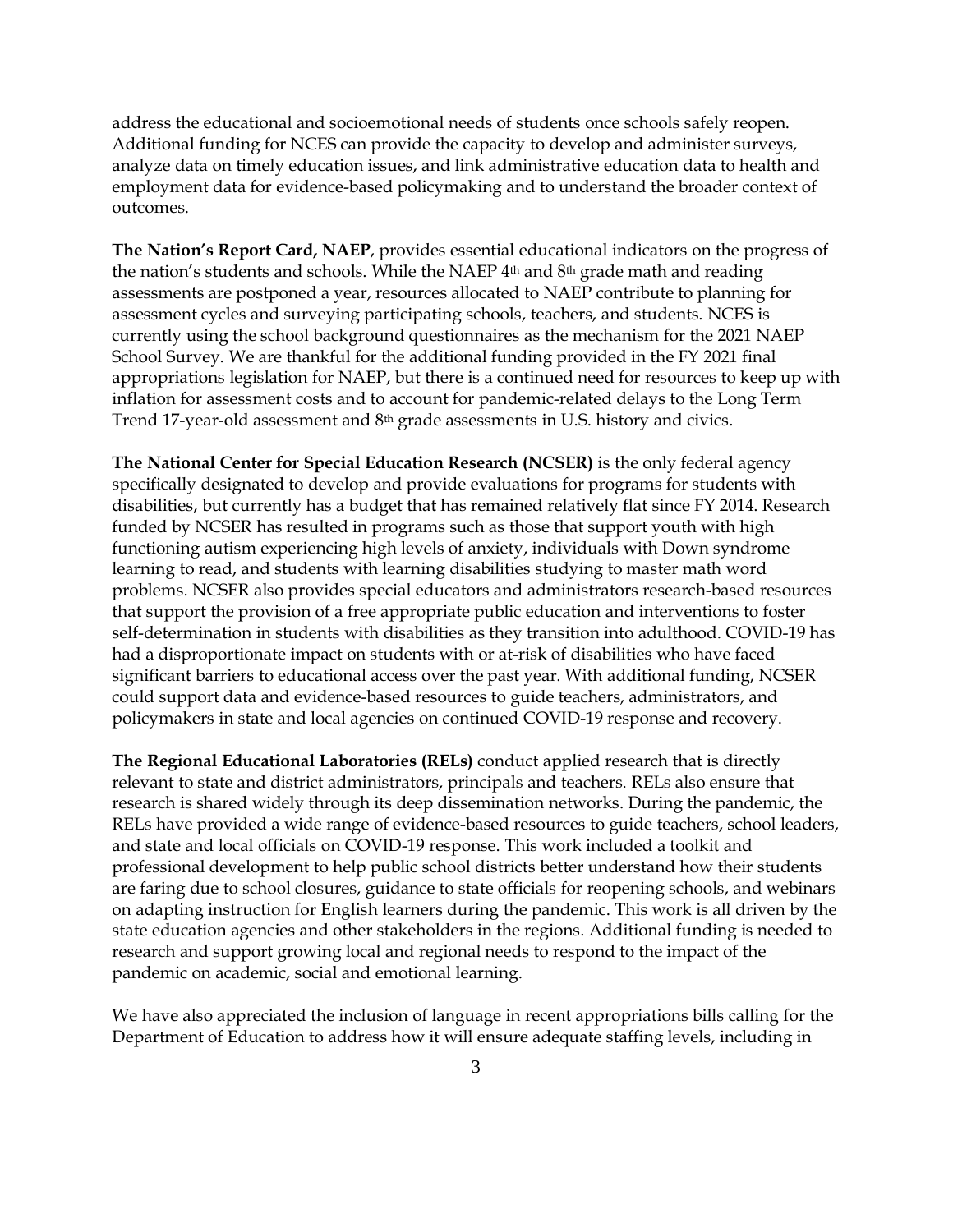address the educational and socioemotional needs of students once schools safely reopen. Additional funding for NCES can provide the capacity to develop and administer surveys, analyze data on timely education issues, and link administrative education data to health and employment data for evidence-based policymaking and to understand the broader context of outcomes.

**The Nation's Report Card, NAEP**, provides essential educational indicators on the progress of the nation's students and schools. While the NAEP 4th and 8th grade math and reading assessments are postponed a year, resources allocated to NAEP contribute to planning for assessment cycles and surveying participating schools, teachers, and students. NCES is currently using the school background questionnaires as the mechanism for the 2021 NAEP School Survey. We are thankful for the additional funding provided in the FY 2021 final appropriations legislation for NAEP, but there is a continued need for resources to keep up with inflation for assessment costs and to account for pandemic-related delays to the Long Term Trend 17-year-old assessment and 8th grade assessments in U.S. history and civics.

**The National Center for Special Education Research (NCSER)** is the only federal agency specifically designated to develop and provide evaluations for programs for students with disabilities, but currently has a budget that has remained relatively flat since FY 2014. Research funded by NCSER has resulted in programs such as those that support youth with high functioning autism experiencing high levels of anxiety, individuals with Down syndrome learning to read, and students with learning disabilities studying to master math word problems. NCSER also provides special educators and administrators research-based resources that support the provision of a free appropriate public education and interventions to foster self-determination in students with disabilities as they transition into adulthood. COVID-19 has had a disproportionate impact on students with or at-risk of disabilities who have faced significant barriers to educational access over the past year. With additional funding, NCSER could support data and evidence-based resources to guide teachers, administrators, and policymakers in state and local agencies on continued COVID-19 response and recovery.

**The Regional Educational Laboratories (RELs)** conduct applied research that is directly relevant to state and district administrators, principals and teachers. RELs also ensure that research is shared widely through its deep dissemination networks. During the pandemic, the RELs have provided a wide range of evidence-based resources to guide teachers, school leaders, and state and local officials on COVID-19 response. This work included a toolkit and professional development to help public school districts better understand how their students are faring due to school closures, guidance to state officials for reopening schools, and webinars on adapting instruction for English learners during the pandemic. This work is all driven by the state education agencies and other stakeholders in the regions. Additional funding is needed to research and support growing local and regional needs to respond to the impact of the pandemic on academic, social and emotional learning.

We have also appreciated the inclusion of language in recent appropriations bills calling for the Department of Education to address how it will ensure adequate staffing levels, including in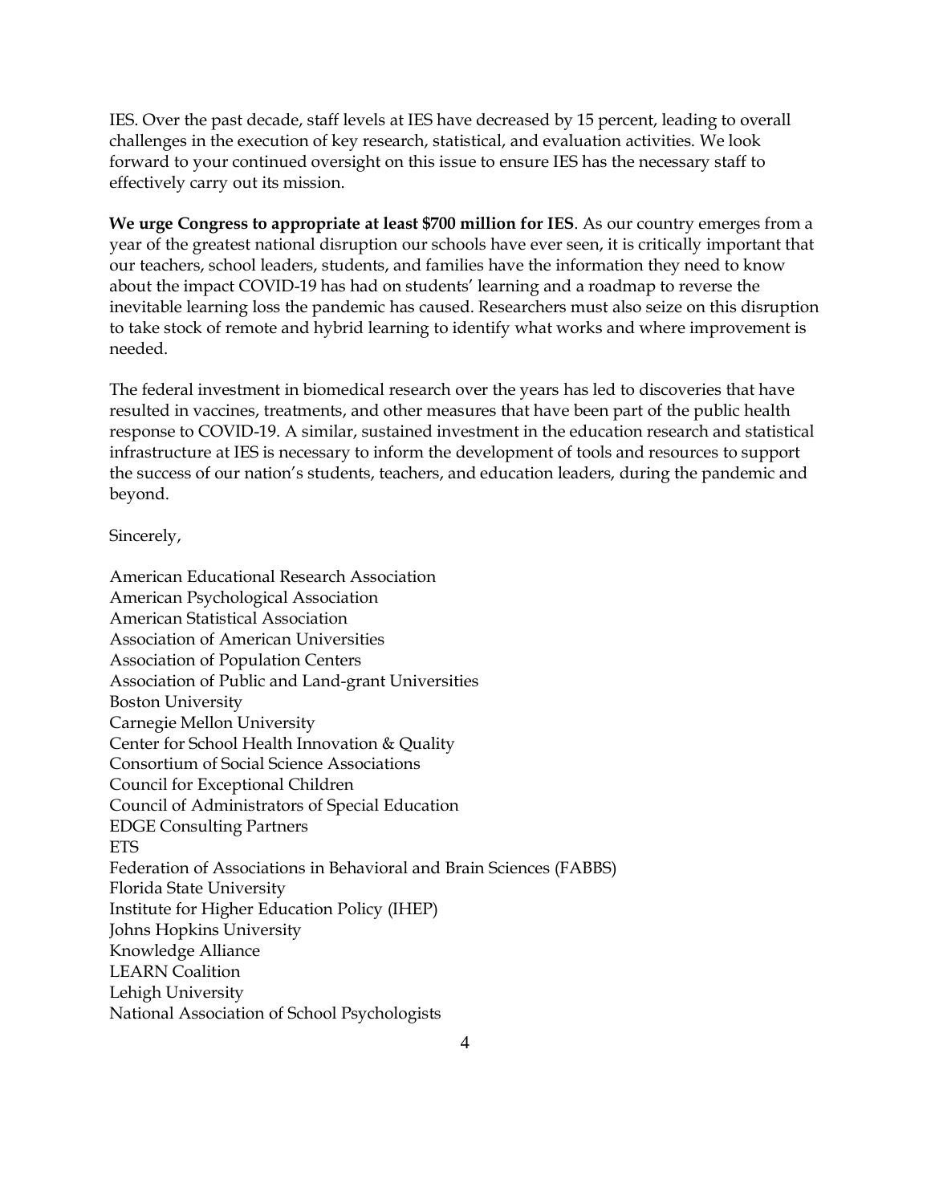IES. Over the past decade, staff levels at IES have decreased by 15 percent, leading to overall challenges in the execution of key research, statistical, and evaluation activities. We look forward to your continued oversight on this issue to ensure IES has the necessary staff to effectively carry out its mission.

**We urge Congress to appropriate at least $700 million for IES**. As our country emerges from a year of the greatest national disruption our schools have ever seen, it is critically important that our teachers, school leaders, students, and families have the information they need to know about the impact COVID-19 has had on students' learning and a roadmap to reverse the inevitable learning loss the pandemic has caused. Researchers must also seize on this disruption to take stock of remote and hybrid learning to identify what works and where improvement is needed.

The federal investment in biomedical research over the years has led to discoveries that have resulted in vaccines, treatments, and other measures that have been part of the public health response to COVID-19. A similar, sustained investment in the education research and statistical infrastructure at IES is necessary to inform the development of tools and resources to support the success of our nation's students, teachers, and education leaders, during the pandemic and beyond.

Sincerely,

American Educational Research Association
American Psychological Association
American Statistical Association
Association of American Universities
Association of Population Centers
Association of Public and Land-grant Universities
Boston University
Carnegie Mellon University
Center for School Health Innovation & Quality
Consortium of Social Science Associations
Council for Exceptional Children
Council of Administrators of Special Education
EDGE Consulting Partners
ETS
Federation of Associations in Behavioral and Brain Sciences (FABBS)
Florida State University
Institute for Higher Education Policy (IHEP)
Johns Hopkins University
Knowledge Alliance
LEARN Coalition
Lehigh University
National Association of School Psychologists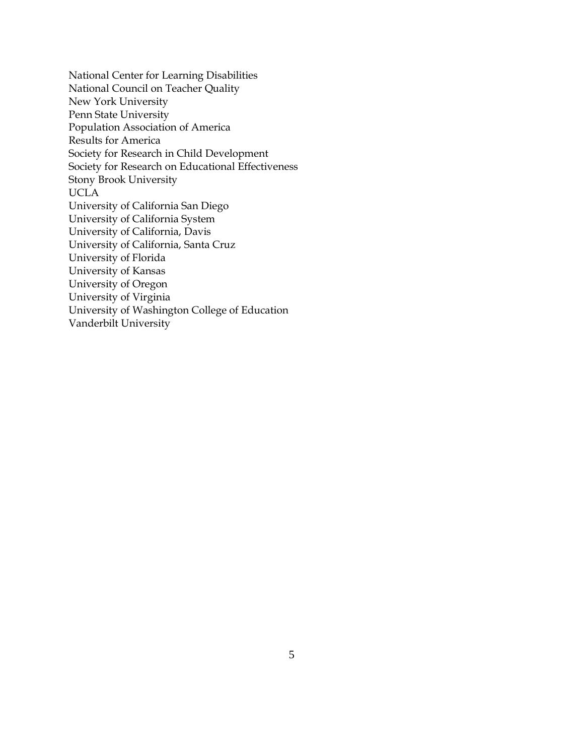National Center for Learning Disabilities
National Council on Teacher Quality
New York University
Penn State University
Population Association of America
Results for America
Society for Research in Child Development
Society for Research on Educational Effectiveness
Stony Brook University
UCLA
University of California San Diego
University of California System
University of California, Davis
University of California, Santa Cruz
University of Florida
University of Kansas
University of Oregon
University of Virginia
University of Washington College of Education
Vanderbilt University